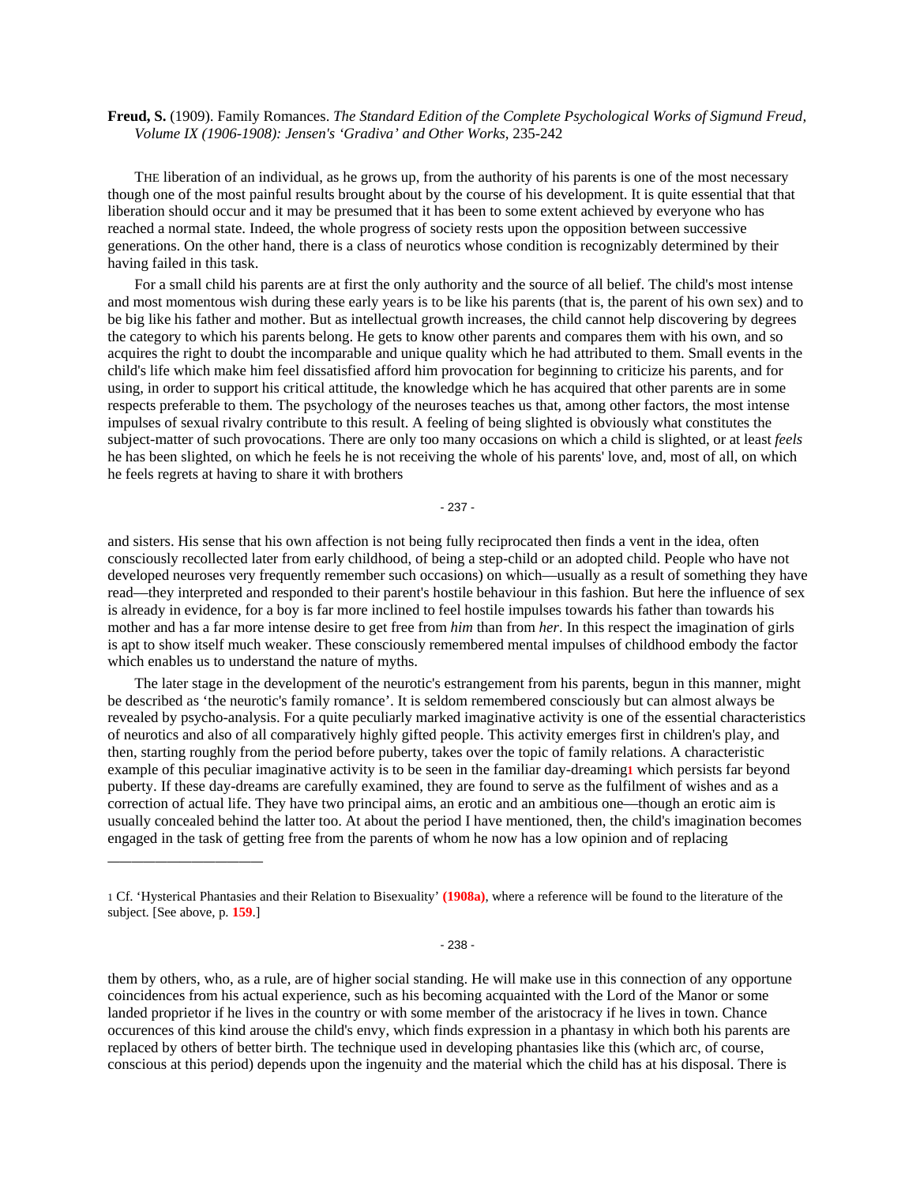**Freud, S.** (1909). Family Romances. *The Standard Edition of the Complete Psychological Works of Sigmund Freud, Volume IX (1906-1908): Jensen's 'Gradiva' and Other Works*, 235-242

THE liberation of an individual, as he grows up, from the authority of his parents is one of the most necessary though one of the most painful results brought about by the course of his development. It is quite essential that that liberation should occur and it may be presumed that it has been to some extent achieved by everyone who has reached a normal state. Indeed, the whole progress of society rests upon the opposition between successive generations. On the other hand, there is a class of neurotics whose condition is recognizably determined by their having failed in this task.

For a small child his parents are at first the only authority and the source of all belief. The child's most intense and most momentous wish during these early years is to be like his parents (that is, the parent of his own sex) and to be big like his father and mother. But as intellectual growth increases, the child cannot help discovering by degrees the category to which his parents belong. He gets to know other parents and compares them with his own, and so acquires the right to doubt the incomparable and unique quality which he had attributed to them. Small events in the child's life which make him feel dissatisfied afford him provocation for beginning to criticize his parents, and for using, in order to support his critical attitude, the knowledge which he has acquired that other parents are in some respects preferable to them. The psychology of the neuroses teaches us that, among other factors, the most intense impulses of sexual rivalry contribute to this result. A feeling of being slighted is obviously what constitutes the subject-matter of such provocations. There are only too many occasions on which a child is slighted, or at least *feels* he has been slighted, on which he feels he is not receiving the whole of his parents' love, and, most of all, on which he feels regrets at having to share it with brothers and sisters. His sense that his own affection is not being fully reciprocated then finds a vent in the idea, often consciously recollected later from early childhood, of being a step-child or an adopted child. People who have not developed neuroses very frequently remember such occasions) on which—usually as a result of something they have read—they interpreted and responded to their parent's hostile behaviour in this fashion. But here the influence of sex is already in evidence, for a boy is far more inclined to feel hostile impulses towards his father than towards his mother and has a far more intense desire to get free from *him* than from *her*. In this respect the imagination of girls is apt to show itself much weaker. These consciously remembered mental impulses of childhood embody the factor which enables us to understand the nature of myths.

The later stage in the development of the neurotic's estrangement from his parents, begun in this manner, might be described as 'the neurotic's family romance'. It is seldom remembered consciously but can almost always be revealed by psycho-analysis. For a quite peculiarly marked imaginative activity is one of the essential characteristics of neurotics and also of all comparatively highly gifted people. This activity emerges first in children's play, and then, starting roughly from the period before puberty, takes over the topic of family relations. A characteristic example of this peculiar imaginative activity is to be seen in the familiar day-dreaming[1] which persists far beyond puberty. If these day-dreams are carefully examined, they are found to serve as the fulfilment of wishes and as a correction of actual life. They have two principal aims, an erotic and an ambitious one—though an erotic aim is usually concealed behind the latter too. At about the period I have mentioned, then, the child's imagination becomes engaged in the task of getting free from the parents of whom he now has a low opinion and of replacing them by others, who, as a rule, are of higher social standing. He will make use in this connection of any opportune coincidences from his actual experience, such as his becoming acquainted with the Lord of the Manor or some landed proprietor if he lives in the country or with some member of the aristocracy if he lives in town. Chance occurences of this kind arouse the child's envy, which finds expression in a phantasy in which both his parents are replaced by others of better birth. The technique used in developing phantasies like this (which arc, of course, conscious at this period) depends upon the ingenuity and the material which the child has at his disposal. There is

[1] Cf. 'Hysterical Phantasies and their Relation to Bisexuality' **(1908a)**, where a reference will be found to the literature of the subject. [See above, p. **159**.]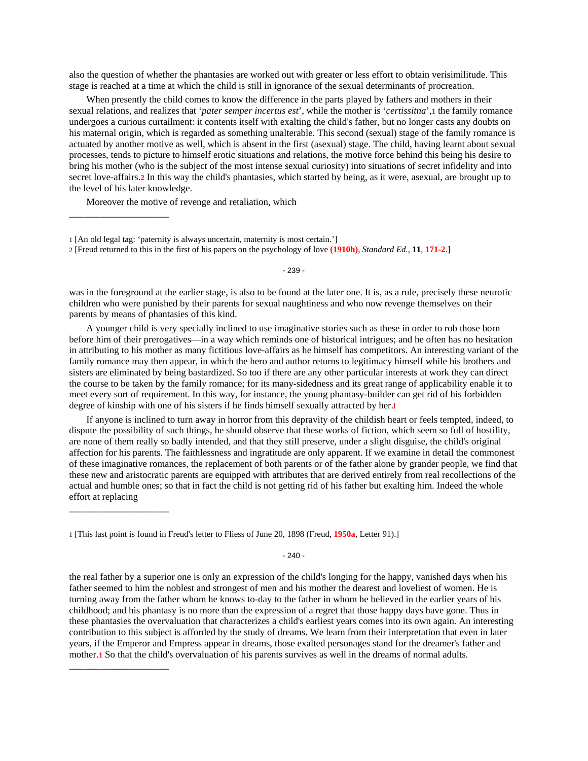also the question of whether the phantasies are worked out with greater or less effort to obtain verisimilitude. This stage is reached at a time at which the child is still in ignorance of the sexual determinants of procreation.

When presently the child comes to know the difference in the parts played by fathers and mothers in their sexual relations, and realizes that '*pater semper incertus est*', while the mother is '*certissitna*',[1] the family romance undergoes a curious curtailment: it contents itself with exalting the child's father, but no longer casts any doubts on his maternal origin, which is regarded as something unalterable. This second (sexual) stage of the family romance is actuated by another motive as well, which is absent in the first (asexual) stage. The child, having learnt about sexual processes, tends to picture to himself erotic situations and relations, the motive force behind this being his desire to bring his mother (who is the subject of the most intense sexual curiosity) into situations of secret infidelity and into secret love-affairs.[2] In this way the child's phantasies, which started by being, as it were, asexual, are brought up to the level of his later knowledge.

Moreover the motive of revenge and retaliation, which

---

1 [An old legal tag: 'paternity is always uncertain, maternity is most certain.']

2 [Freud returned to this in the first of his papers on the psychology of love **(1910h)**, *Standard Ed.*, **11**, **171-2**.]

was in the foreground at the earlier stage, is also to be found at the later one. It is, as a rule, precisely these neurotic children who were punished by their parents for sexual naughtiness and who now revenge themselves on their parents by means of phantasies of this kind.

A younger child is very specially inclined to use imaginative stories such as these in order to rob those born before him of their prerogatives—in a way which reminds one of historical intrigues; and he often has no hesitation in attributing to his mother as many fictitious love-affairs as he himself has competitors. An interesting variant of the family romance may then appear, in which the hero and author returns to legitimacy himself while his brothers and sisters are eliminated by being bastardized. So too if there are any other particular interests at work they can direct the course to be taken by the family romance; for its many-sidedness and its great range of applicability enable it to meet every sort of requirement. In this way, for instance, the young phantasy-builder can get rid of his forbidden degree of kinship with one of his sisters if he finds himself sexually attracted by her.[1]

If anyone is inclined to turn away in horror from this depravity of the childish heart or feels tempted, indeed, to dispute the possibility of such things, he should observe that these works of fiction, which seem so full of hostility, are none of them really so badly intended, and that they still preserve, under a slight disguise, the child's original affection for his parents. The faithlessness and ingratitude are only apparent. If we examine in detail the commonest of these imaginative romances, the replacement of both parents or of the father alone by grander people, we find that these new and aristocratic parents are equipped with attributes that are derived entirely from real recollections of the actual and humble ones; so that in fact the child is not getting rid of his father but exalting him. Indeed the whole effort at replacing

---

1 [This last point is found in Freud's letter to Fliess of June 20, 1898 (Freud, **1950a**, Letter 91).]

the real father by a superior one is only an expression of the child's longing for the happy, vanished days when his father seemed to him the noblest and strongest of men and his mother the dearest and loveliest of women. He is turning away from the father whom he knows to-day to the father in whom he believed in the earlier years of his childhood; and his phantasy is no more than the expression of a regret that those happy days have gone. Thus in these phantasies the overvaluation that characterizes a child's earliest years comes into its own again. An interesting contribution to this subject is afforded by the study of dreams. We learn from their interpretation that even in later years, if the Emperor and Empress appear in dreams, those exalted personages stand for the dreamer's father and mother.[1] So that the child's overvaluation of his parents survives as well in the dreams of normal adults.

---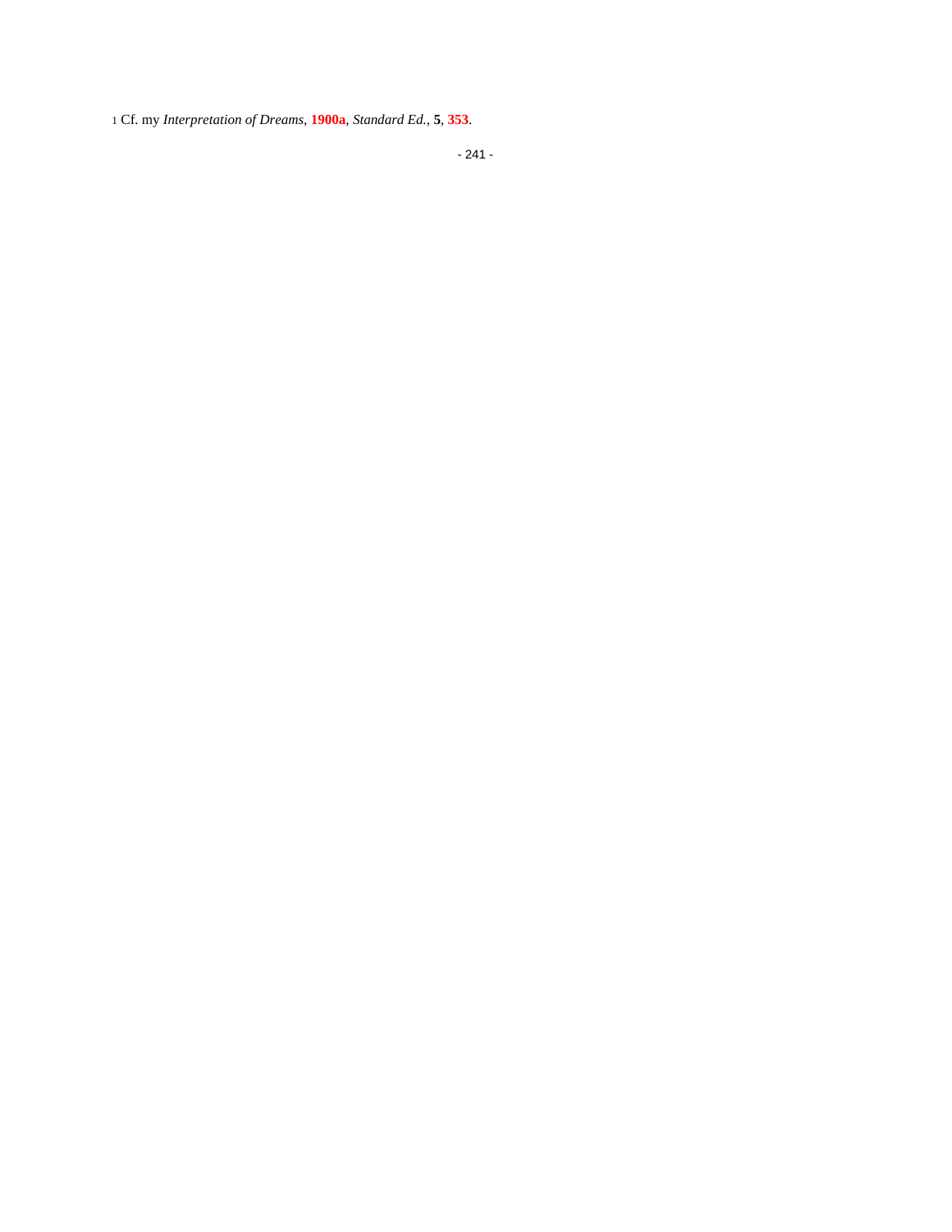[1] Cf. my *Interpretation of Dreams*, **1900a**, *Standard Ed.*, **5**, **353**.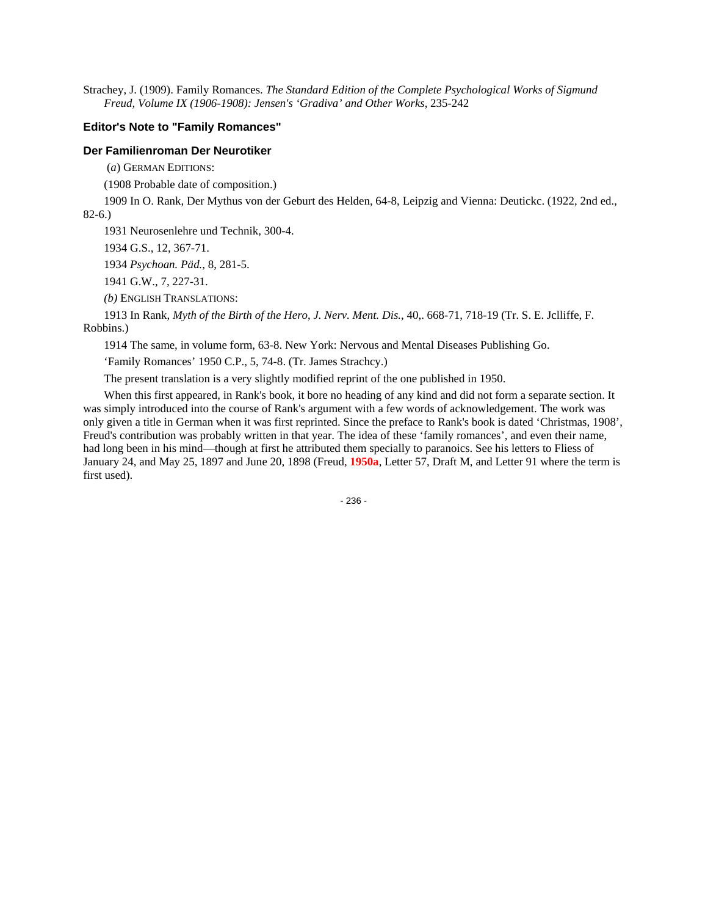Strachey, J. (1909). Family Romances. *The Standard Edition of the Complete Psychological Works of Sigmund Freud, Volume IX (1906-1908): Jensen's 'Gradiva' and Other Works*, 235-242

## Editor's Note to "Family Romances"

### Der Familienroman Der Neurotiker

(*a*) GERMAN EDITIONS:

(1908 Probable date of composition.)

1909 In O. Rank, Der Mythus von der Geburt des Helden, 64-8, Leipzig and Vienna: Deutickc. (1922, 2nd ed., 82-6.)

1931 Neurosenlehre und Technik, 300-4.

1934 G.S., 12, 367-71.

1934 *Psychoan. Päd.*, 8, 281-5.

1941 G.W., 7, 227-31.

*(b)* ENGLISH TRANSLATIONS:

1913 In Rank, *Myth of the Birth of the Hero, J. Nerv. Ment. Dis.*, 40,. 668-71, 718-19 (Tr. S. E. Jclliffe, F. Robbins.)

1914 The same, in volume form, 63-8. New York: Nervous and Mental Diseases Publishing Go.

'Family Romances' 1950 C.P., 5, 74-8. (Tr. James Strachcy.)

The present translation is a very slightly modified reprint of the one published in 1950.

When this first appeared, in Rank's book, it bore no heading of any kind and did not form a separate section. It was simply introduced into the course of Rank's argument with a few words of acknowledgement. The work was only given a title in German when it was first reprinted. Since the preface to Rank's book is dated 'Christmas, 1908', Freud's contribution was probably written in that year. The idea of these 'family romances', and even their name, had long been in his mind—though at first he attributed them specially to paranoics. See his letters to Fliess of January 24, and May 25, 1897 and June 20, 1898 (Freud, **1950a**, Letter 57, Draft M, and Letter 91 where the term is first used).